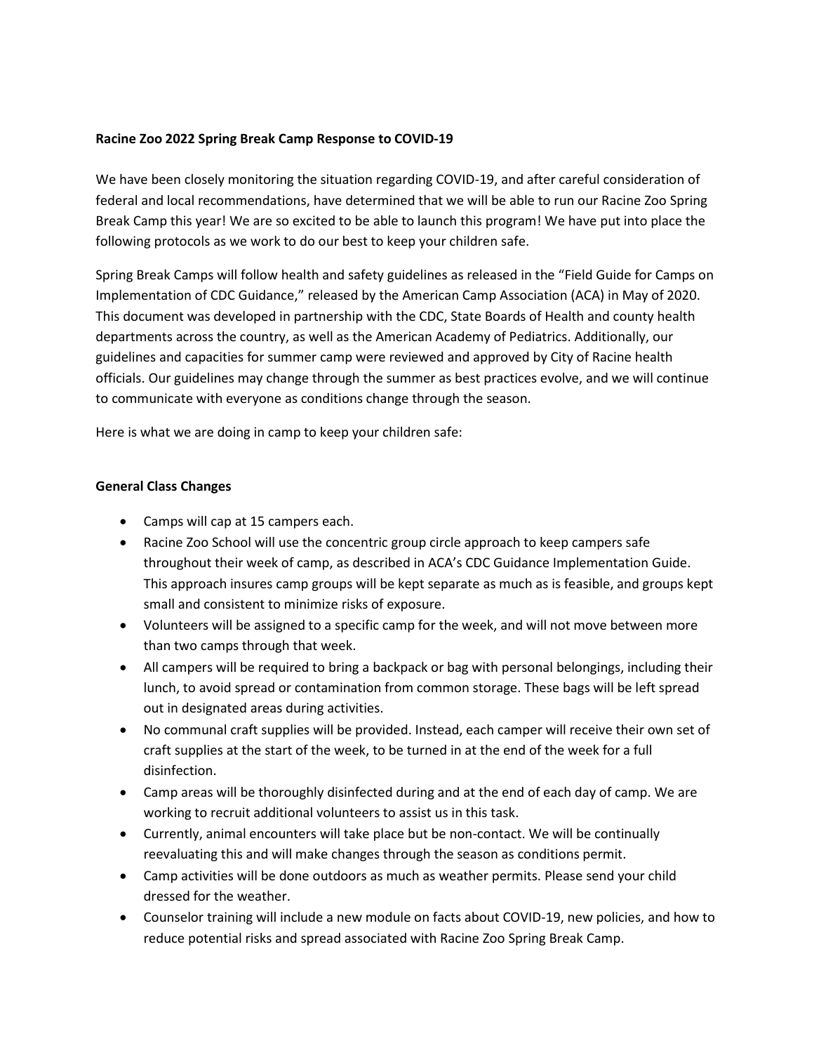**Racine Zoo 2022 Spring Break Camp Response to COVID-19**

We have been closely monitoring the situation regarding COVID-19, and after careful consideration of federal and local recommendations, have determined that we will be able to run our Racine Zoo Spring Break Camp this year! We are so excited to be able to launch this program! We have put into place the following protocols as we work to do our best to keep your children safe.

Spring Break Camps will follow health and safety guidelines as released in the "Field Guide for Camps on Implementation of CDC Guidance," released by the American Camp Association (ACA) in May of 2020. This document was developed in partnership with the CDC, State Boards of Health and county health departments across the country, as well as the American Academy of Pediatrics. Additionally, our guidelines and capacities for summer camp were reviewed and approved by City of Racine health officials. Our guidelines may change through the summer as best practices evolve, and we will continue to communicate with everyone as conditions change through the season.

Here is what we are doing in camp to keep your children safe:

**General Class Changes**

- Camps will cap at 15 campers each.
- Racine Zoo School will use the concentric group circle approach to keep campers safe throughout their week of camp, as described in ACA's CDC Guidance Implementation Guide. This approach insures camp groups will be kept separate as much as is feasible, and groups kept small and consistent to minimize risks of exposure.
- Volunteers will be assigned to a specific camp for the week, and will not move between more than two camps through that week.
- All campers will be required to bring a backpack or bag with personal belongings, including their lunch, to avoid spread or contamination from common storage. These bags will be left spread out in designated areas during activities.
- No communal craft supplies will be provided. Instead, each camper will receive their own set of craft supplies at the start of the week, to be turned in at the end of the week for a full disinfection.
- Camp areas will be thoroughly disinfected during and at the end of each day of camp. We are working to recruit additional volunteers to assist us in this task.
- Currently, animal encounters will take place but be non-contact. We will be continually reevaluating this and will make changes through the season as conditions permit.
- Camp activities will be done outdoors as much as weather permits. Please send your child dressed for the weather.
- Counselor training will include a new module on facts about COVID-19, new policies, and how to reduce potential risks and spread associated with Racine Zoo Spring Break Camp.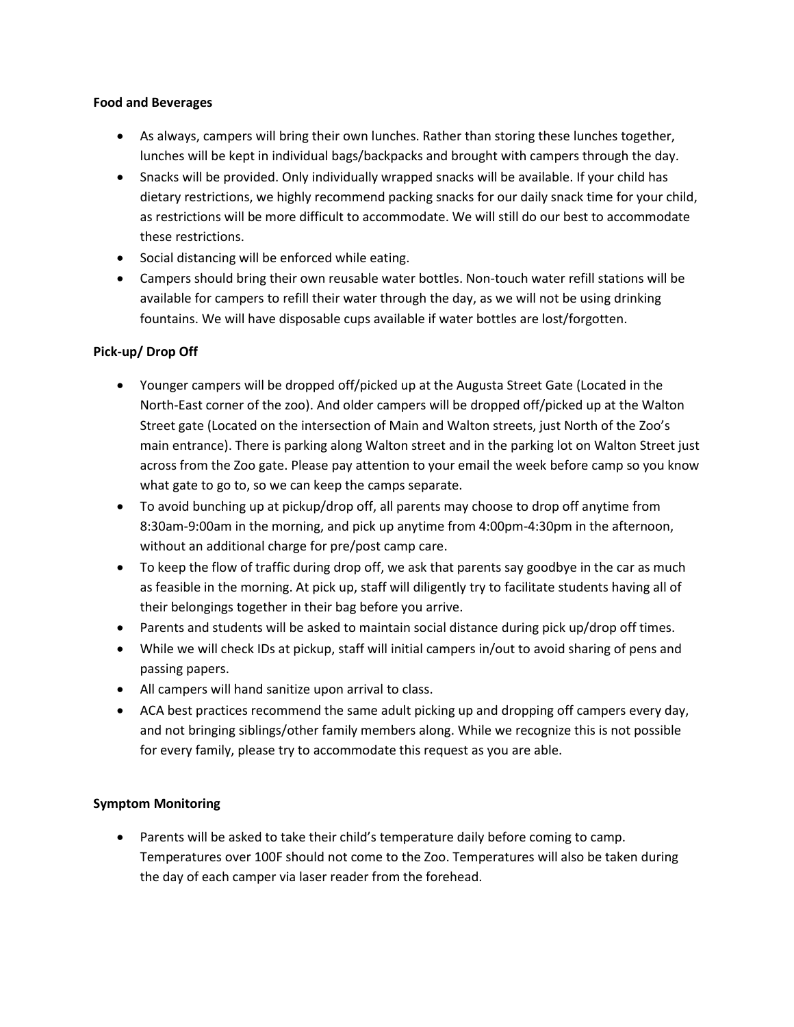**Food and Beverages**

- As always, campers will bring their own lunches. Rather than storing these lunches together, lunches will be kept in individual bags/backpacks and brought with campers through the day.
- Snacks will be provided. Only individually wrapped snacks will be available. If your child has dietary restrictions, we highly recommend packing snacks for our daily snack time for your child, as restrictions will be more difficult to accommodate. We will still do our best to accommodate these restrictions.
- Social distancing will be enforced while eating.
- Campers should bring their own reusable water bottles. Non-touch water refill stations will be available for campers to refill their water through the day, as we will not be using drinking fountains. We will have disposable cups available if water bottles are lost/forgotten.

**Pick-up/ Drop Off**

- Younger campers will be dropped off/picked up at the Augusta Street Gate (Located in the North-East corner of the zoo). And older campers will be dropped off/picked up at the Walton Street gate (Located on the intersection of Main and Walton streets, just North of the Zoo's main entrance). There is parking along Walton street and in the parking lot on Walton Street just across from the Zoo gate. Please pay attention to your email the week before camp so you know what gate to go to, so we can keep the camps separate.
- To avoid bunching up at pickup/drop off, all parents may choose to drop off anytime from 8:30am-9:00am in the morning, and pick up anytime from 4:00pm-4:30pm in the afternoon, without an additional charge for pre/post camp care.
- To keep the flow of traffic during drop off, we ask that parents say goodbye in the car as much as feasible in the morning. At pick up, staff will diligently try to facilitate students having all of their belongings together in their bag before you arrive.
- Parents and students will be asked to maintain social distance during pick up/drop off times.
- While we will check IDs at pickup, staff will initial campers in/out to avoid sharing of pens and passing papers.
- All campers will hand sanitize upon arrival to class.
- ACA best practices recommend the same adult picking up and dropping off campers every day, and not bringing siblings/other family members along. While we recognize this is not possible for every family, please try to accommodate this request as you are able.

**Symptom Monitoring**

- Parents will be asked to take their child's temperature daily before coming to camp. Temperatures over 100F should not come to the Zoo. Temperatures will also be taken during the day of each camper via laser reader from the forehead.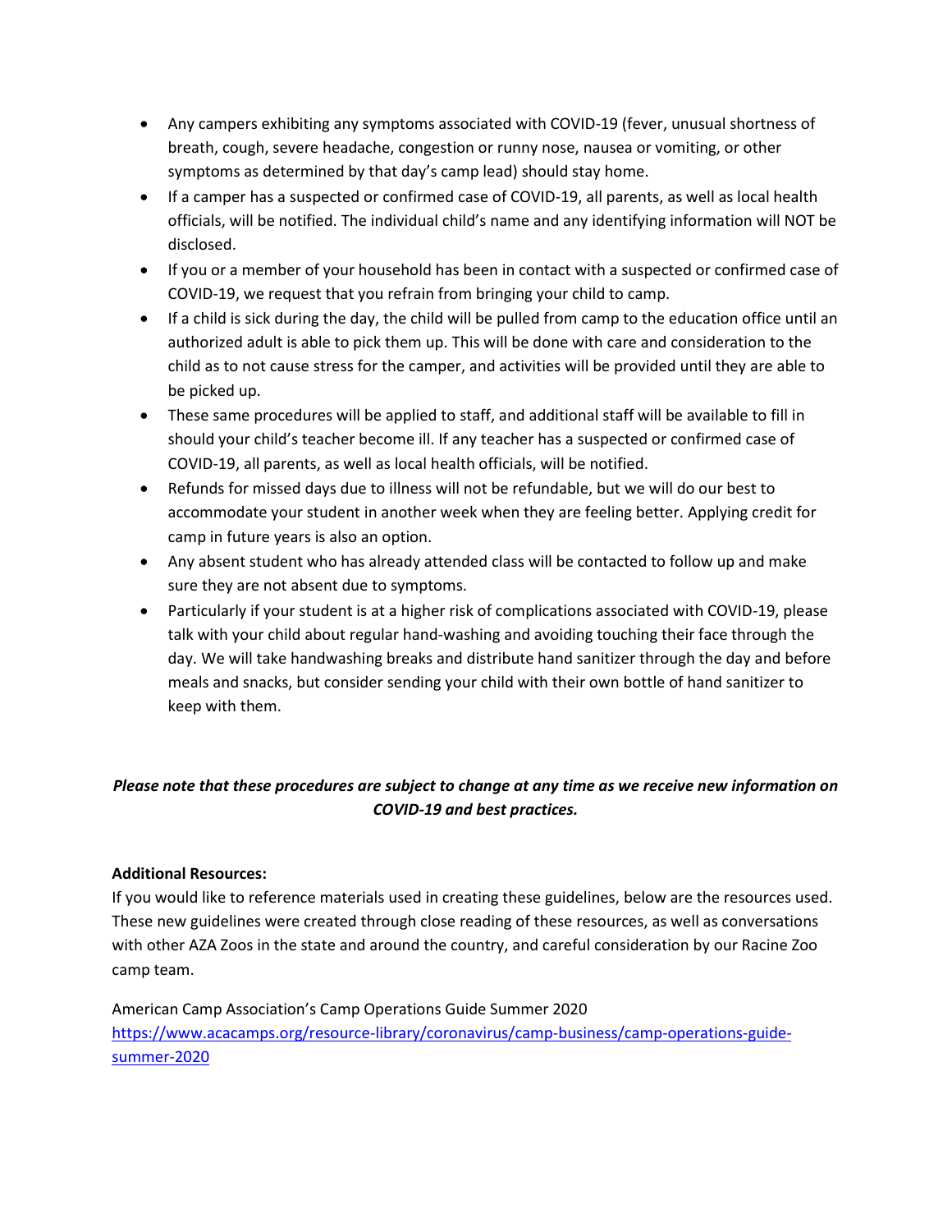- Any campers exhibiting any symptoms associated with COVID-19 (fever, unusual shortness of breath, cough, severe headache, congestion or runny nose, nausea or vomiting, or other symptoms as determined by that day's camp lead) should stay home.
- If a camper has a suspected or confirmed case of COVID-19, all parents, as well as local health officials, will be notified. The individual child's name and any identifying information will NOT be disclosed.
- If you or a member of your household has been in contact with a suspected or confirmed case of COVID-19, we request that you refrain from bringing your child to camp.
- If a child is sick during the day, the child will be pulled from camp to the education office until an authorized adult is able to pick them up. This will be done with care and consideration to the child as to not cause stress for the camper, and activities will be provided until they are able to be picked up.
- These same procedures will be applied to staff, and additional staff will be available to fill in should your child's teacher become ill. If any teacher has a suspected or confirmed case of COVID-19, all parents, as well as local health officials, will be notified.
- Refunds for missed days due to illness will not be refundable, but we will do our best to accommodate your student in another week when they are feeling better. Applying credit for camp in future years is also an option.
- Any absent student who has already attended class will be contacted to follow up and make sure they are not absent due to symptoms.
- Particularly if your student is at a higher risk of complications associated with COVID-19, please talk with your child about regular hand-washing and avoiding touching their face through the day. We will take handwashing breaks and distribute hand sanitizer through the day and before meals and snacks, but consider sending your child with their own bottle of hand sanitizer to keep with them.

***Please note that these procedures are subject to change at any time as we receive new information on COVID-19 and best practices.***

**Additional Resources:**

If you would like to reference materials used in creating these guidelines, below are the resources used. These new guidelines were created through close reading of these resources, as well as conversations with other AZA Zoos in the state and around the country, and careful consideration by our Racine Zoo camp team.

American Camp Association's Camp Operations Guide Summer 2020
https://www.acacamps.org/resource-library/coronavirus/camp-business/camp-operations-guide-summer-2020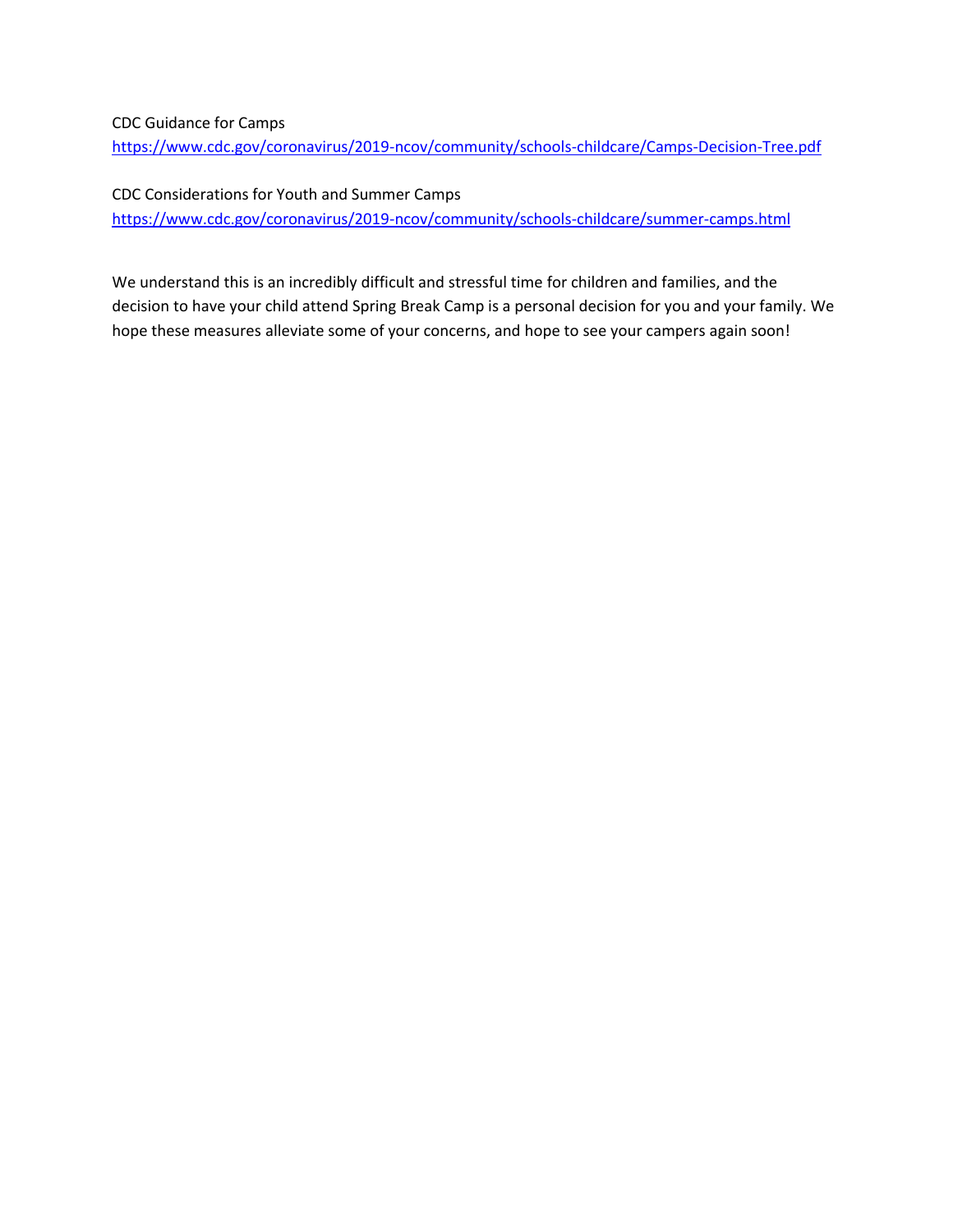CDC Guidance for Camps
https://www.cdc.gov/coronavirus/2019-ncov/community/schools-childcare/Camps-Decision-Tree.pdf

CDC Considerations for Youth and Summer Camps
https://www.cdc.gov/coronavirus/2019-ncov/community/schools-childcare/summer-camps.html

We understand this is an incredibly difficult and stressful time for children and families, and the decision to have your child attend Spring Break Camp is a personal decision for you and your family. We hope these measures alleviate some of your concerns, and hope to see your campers again soon!